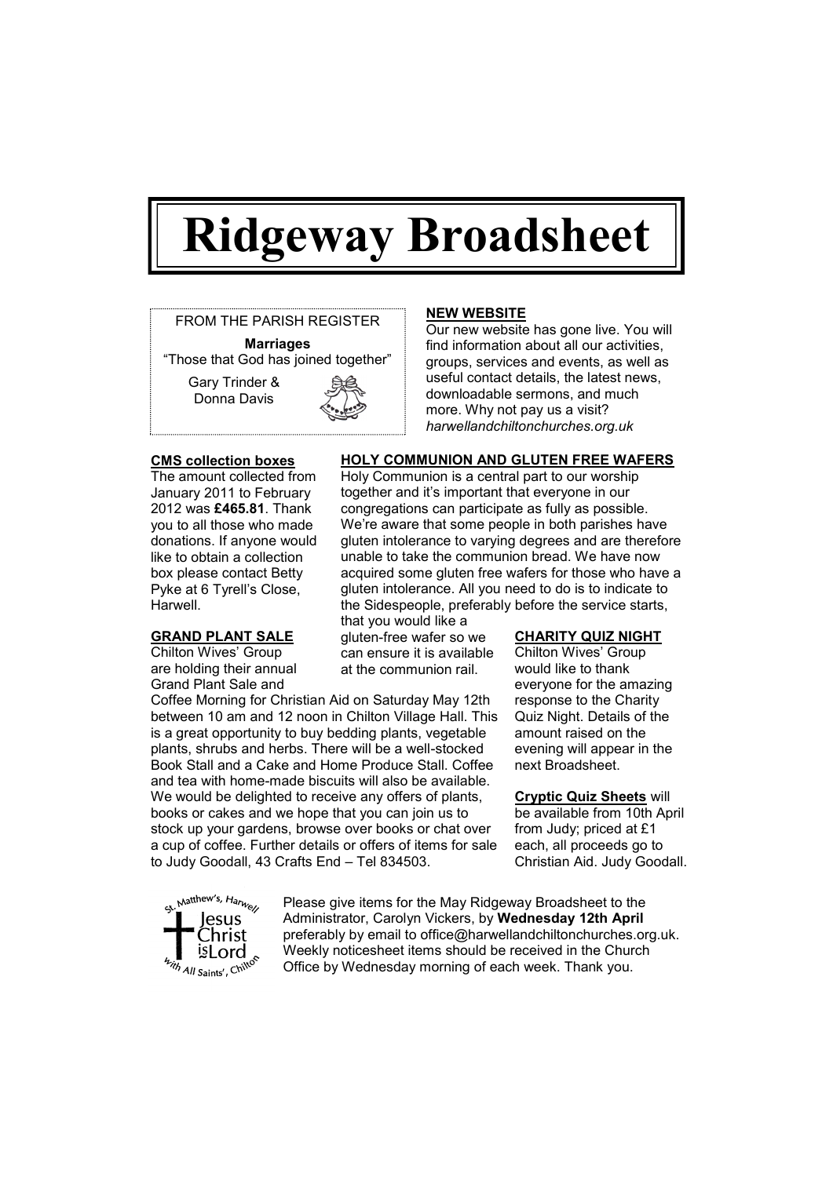# Ridgeway Broadsheet

FROM THE PARISH REGISTER

**Marriages**

"Those that God has joined together"

Gary Trinder & Donna Davis

## NEW WEBSITE

Our new website has gone live. You will find information about all our activities, groups, services and events, as well as useful contact details, the latest news, downloadable sermons, and much more. Why not pay us a visit? *harwellandchiltonchurches.org.uk*

## CMS collection boxes

The amount collected from January 2011 to February 2012 was **£465.81**. Thank you to all those who made donations. If anyone would like to obtain a collection box please contact Betty Pyke at 6 Tyrell's Close, Harwell.

## HOLY COMMUNION AND GLUTEN FREE WAFERS

Holy Communion is a central part to our worship together and it's important that everyone in our congregations can participate as fully as possible. We're aware that some people in both parishes have gluten intolerance to varying degrees and are therefore unable to take the communion bread. We have now acquired some gluten free wafers for those who have a gluten intolerance. All you need to do is to indicate to the Sidespeople, preferably before the service starts, that you would like a gluten-free wafer so we can ensure it is available at the communion rail.

## GRAND PLANT SALE

Chilton Wives' Group are holding their annual Grand Plant Sale and Coffee Morning for Christian Aid on Saturday May 12th between 10 am and 12 noon in Chilton Village Hall. This is a great opportunity to buy bedding plants, vegetable plants, shrubs and herbs. There will be a well-stocked Book Stall and a Cake and Home Produce Stall. Coffee and tea with home-made biscuits will also be available. We would be delighted to receive any offers of plants, books or cakes and we hope that you can join us to stock up your gardens, browse over books or chat over a cup of coffee. Further details or offers of items for sale to Judy Goodall, 43 Crafts End – Tel 834503.

## CHARITY QUIZ NIGHT

Chilton Wives' Group would like to thank everyone for the amazing response to the Charity Quiz Night. Details of the amount raised on the evening will appear in the next Broadsheet.

**Cryptic Quiz Sheets** will be available from 10th April from Judy; priced at £1 each, all proceeds go to Christian Aid. Judy Goodall.

St. Matthew's, Harwell — Jesus Christ is Lord — with All Saints', Chilton

Please give items for the May Ridgeway Broadsheet to the Administrator, Carolyn Vickers, by **Wednesday 12th April** preferably by email to office@harwellandchiltonchurches.org.uk. Weekly noticesheet items should be received in the Church Office by Wednesday morning of each week. Thank you.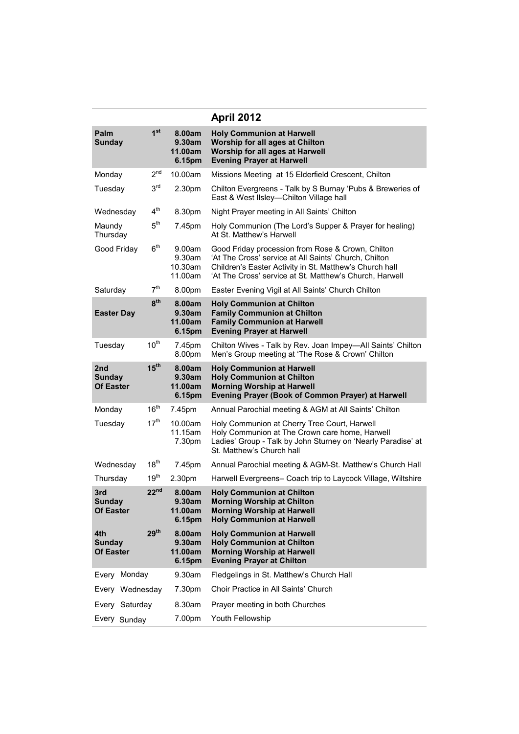## April 2012

| | | | |
|---|---|---|---|
| **Palm Sunday** | **1st** | **8.00am**<br>**9.30am**<br>**11.00am**<br>**6.15pm** | **Holy Communion at Harwell**<br>**Worship for all ages at Chilton**<br>**Worship for all ages at Harwell**<br>**Evening Prayer at Harwell** |
| Monday | 2nd | 10.00am | Missions Meeting at 15 Elderfield Crescent, Chilton |
| Tuesday | 3rd | 2.30pm | Chilton Evergreens - Talk by S Burnay 'Pubs & Breweries of East & West Ilsley—Chilton Village hall |
| Wednesday | 4th | 8.30pm | Night Prayer meeting in All Saints' Chilton |
| Maundy Thursday | 5th | 7.45pm | Holy Communion (The Lord's Supper & Prayer for healing) At St. Matthew's Harwell |
| Good Friday | 6th | 9.00am<br>9.30am<br>10.30am<br>11.00am | Good Friday procession from Rose & Crown, Chilton<br>'At The Cross' service at All Saints' Church, Chilton<br>Children's Easter Activity in St. Matthew's Church hall<br>'At The Cross' service at St. Matthew's Church, Harwell |
| Saturday | 7th | 8.00pm | Easter Evening Vigil at All Saints' Church Chilton |
| **Easter Day** | **8th** | **8.00am**<br>**9.30am**<br>**11.00am**<br>**6.15pm** | **Holy Communion at Chilton**<br>**Family Communion at Chilton**<br>**Family Communion at Harwell**<br>**Evening Prayer at Harwell** |
| Tuesday | 10th | 7.45pm<br>8.00pm | Chilton Wives - Talk by Rev. Joan Impey—All Saints' Chilton<br>Men's Group meeting at 'The Rose & Crown' Chilton |
| **2nd Sunday Of Easter** | **15th** | **8.00am**<br>**9.30am**<br>**11.00am**<br>**6.15pm** | **Holy Communion at Harwell**<br>**Holy Communion at Chilton**<br>**Morning Worship at Harwell**<br>**Evening Prayer (Book of Common Prayer) at Harwell** |
| Monday | 16th | 7.45pm | Annual Parochial meeting & AGM at All Saints' Chilton |
| Tuesday | 17th | 10.00am<br>11.15am<br>7.30pm | Holy Communion at Cherry Tree Court, Harwell<br>Holy Communion at The Crown care home, Harwell<br>Ladies' Group - Talk by John Sturney on 'Nearly Paradise' at St. Matthew's Church hall |
| Wednesday | 18th | 7.45pm | Annual Parochial meeting & AGM-St. Matthew's Church Hall |
| Thursday | 19th | 2.30pm | Harwell Evergreens– Coach trip to Laycock Village, Wiltshire |
| **3rd Sunday Of Easter** | **22nd** | **8.00am**<br>**9.30am**<br>**11.00am**<br>**6.15pm** | **Holy Communion at Chilton**<br>**Morning Worship at Chilton**<br>**Morning Worship at Harwell**<br>**Holy Communion at Harwell** |
| **4th Sunday Of Easter** | **29th** | **8.00am**<br>**9.30am**<br>**11.00am**<br>**6.15pm** | **Holy Communion at Harwell**<br>**Holy Communion at Chilton**<br>**Morning Worship at Harwell**<br>**Evening Prayer at Chilton** |
| Every Monday | | 9.30am | Fledgelings in St. Matthew's Church Hall |
| Every Wednesday | | 7.30pm | Choir Practice in All Saints' Church |
| Every Saturday | | 8.30am | Prayer meeting in both Churches |
| Every Sunday | | 7.00pm | Youth Fellowship |